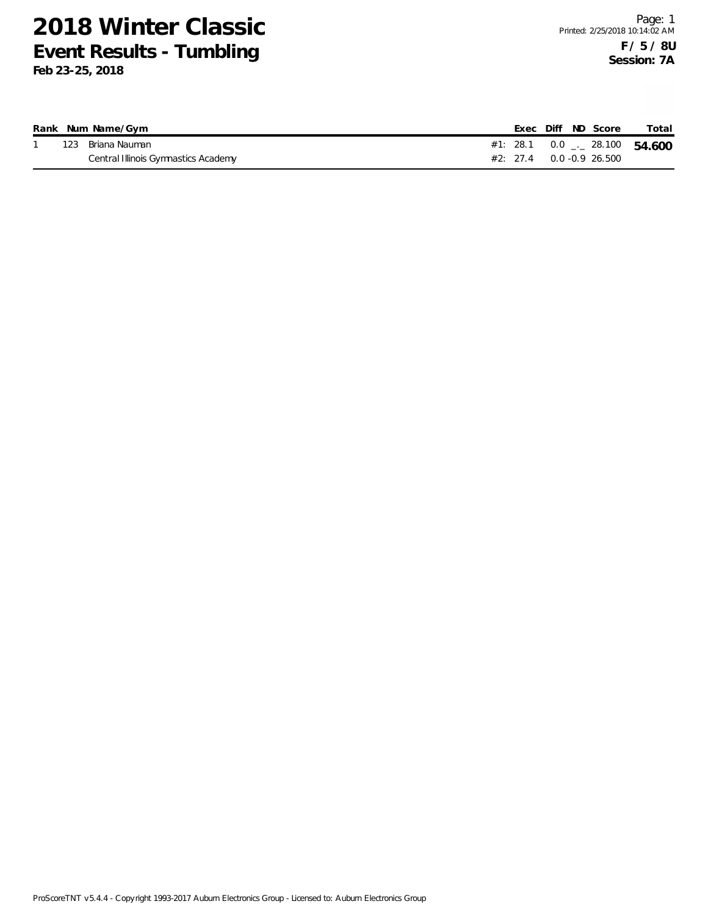# 2018 Winter Classic

## Event Results - Tumbling

**Feb 23-25, 2018**

**F / 5 / 8U**
**Session: 7A**

| Rank | Num | Name/Gym | | Exec | Diff | ND | Score | Total |
|---|---|---|---|---|---|---|---|---|
| 1 | 123 | Briana Nauman | #1: | 28.1 | 0.0 | _._ | 28.100 | **54.600** |
| | | Central Illinois Gymnastics Academy | #2: | 27.4 | 0.0 | -0.9 | 26.500 | |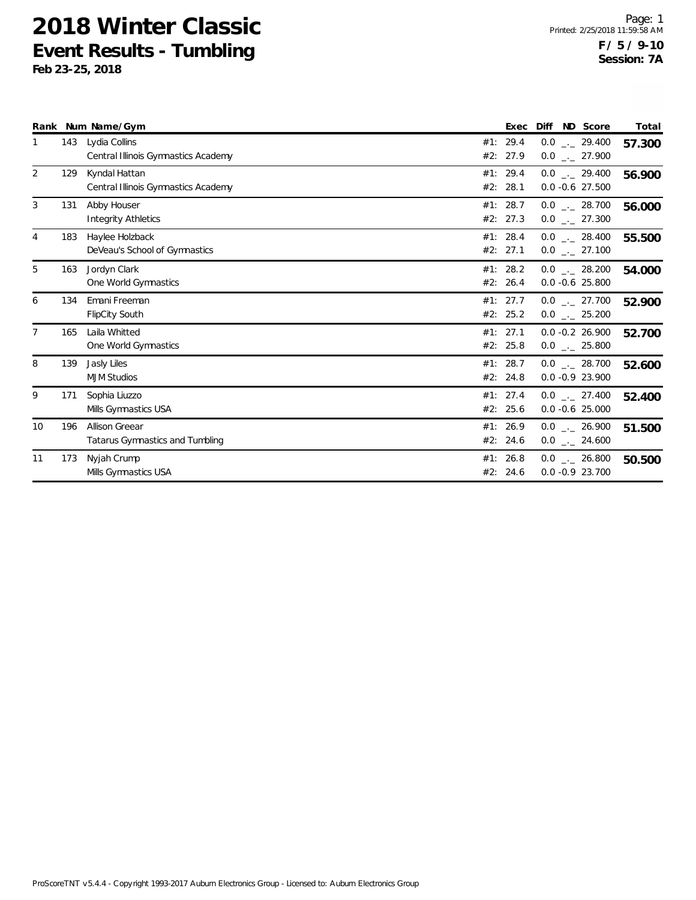# 2018 Winter Classic

## Event Results - Tumbling

**Feb 23-25, 2018**

**F / 5 / 9-10**
**Session: 7A**

| Rank | Num | Name/Gym | Exec | Diff | ND | Score | Total |
|---|---|---|---|---|---|---|---|
| 1 | 143 | Lydia Collins | #1: 29.4 | 0.0 | _._ | 29.400 | **57.300** |
| | | Central Illinois Gymnastics Academy | #2: 27.9 | 0.0 | _._ | 27.900 | |
| 2 | 129 | Kyndal Hattan | #1: 29.4 | 0.0 | _._ | 29.400 | **56.900** |
| | | Central Illinois Gymnastics Academy | #2: 28.1 | 0.0 | -0.6 | 27.500 | |
| 3 | 131 | Abby Houser | #1: 28.7 | 0.0 | _._ | 28.700 | **56.000** |
| | | Integrity Athletics | #2: 27.3 | 0.0 | _._ | 27.300 | |
| 4 | 183 | Haylee Holzback | #1: 28.4 | 0.0 | _._ | 28.400 | **55.500** |
| | | DeVeau's School of Gymnastics | #2: 27.1 | 0.0 | _._ | 27.100 | |
| 5 | 163 | Jordyn Clark | #1: 28.2 | 0.0 | _._ | 28.200 | **54.000** |
| | | One World Gymnastics | #2: 26.4 | 0.0 | -0.6 | 25.800 | |
| 6 | 134 | Emani Freeman | #1: 27.7 | 0.0 | _._ | 27.700 | **52.900** |
| | | FlipCity South | #2: 25.2 | 0.0 | _._ | 25.200 | |
| 7 | 165 | Laila Whitted | #1: 27.1 | 0.0 | -0.2 | 26.900 | **52.700** |
| | | One World Gymnastics | #2: 25.8 | 0.0 | _._ | 25.800 | |
| 8 | 139 | Jasly Liles | #1: 28.7 | 0.0 | _._ | 28.700 | **52.600** |
| | | MJM Studios | #2: 24.8 | 0.0 | -0.9 | 23.900 | |
| 9 | 171 | Sophia Liuzzo | #1: 27.4 | 0.0 | _._ | 27.400 | **52.400** |
| | | Mills Gymnastics USA | #2: 25.6 | 0.0 | -0.6 | 25.000 | |
| 10 | 196 | Allison Greear | #1: 26.9 | 0.0 | _._ | 26.900 | **51.500** |
| | | Tatarus Gymnastics and Tumbling | #2: 24.6 | 0.0 | _._ | 24.600 | |
| 11 | 173 | Nyjah Crump | #1: 26.8 | 0.0 | _._ | 26.800 | **50.500** |
| | | Mills Gymnastics USA | #2: 24.6 | 0.0 | -0.9 | 23.700 | |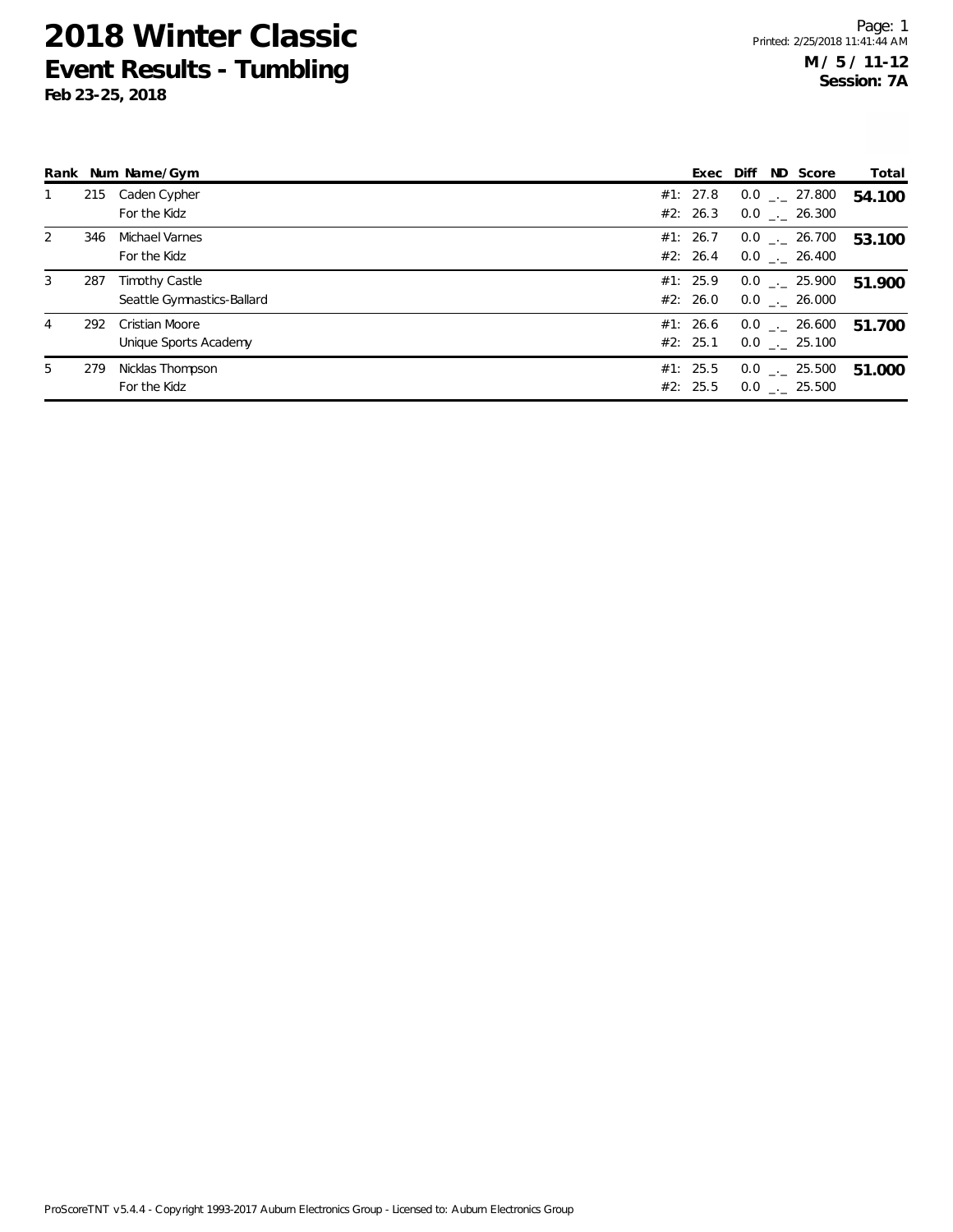# 2018 Winter Classic

## Event Results - Tumbling

**Feb 23-25, 2018**

**M / 5 / 11-12**
**Session: 7A**

| Rank | Num | Name/Gym | Exec | Diff | ND | Score | Total |
|---|---|---|---|---|---|---|---|
| 1 | 215 | Caden Cypher | #1: 27.8 | 0.0 | _._ | 27.800 | **54.100** |
| | | For the Kidz | #2: 26.3 | 0.0 | _._ | 26.300 | |
| 2 | 346 | Michael Varnes | #1: 26.7 | 0.0 | _._ | 26.700 | **53.100** |
| | | For the Kidz | #2: 26.4 | 0.0 | _._ | 26.400 | |
| 3 | 287 | Timothy Castle | #1: 25.9 | 0.0 | _._ | 25.900 | **51.900** |
| | | Seattle Gymnastics-Ballard | #2: 26.0 | 0.0 | _._ | 26.000 | |
| 4 | 292 | Cristian Moore | #1: 26.6 | 0.0 | _._ | 26.600 | **51.700** |
| | | Unique Sports Academy | #2: 25.1 | 0.0 | _._ | 25.100 | |
| 5 | 279 | Nicklas Thompson | #1: 25.5 | 0.0 | _._ | 25.500 | **51.000** |
| | | For the Kidz | #2: 25.5 | 0.0 | _._ | 25.500 | |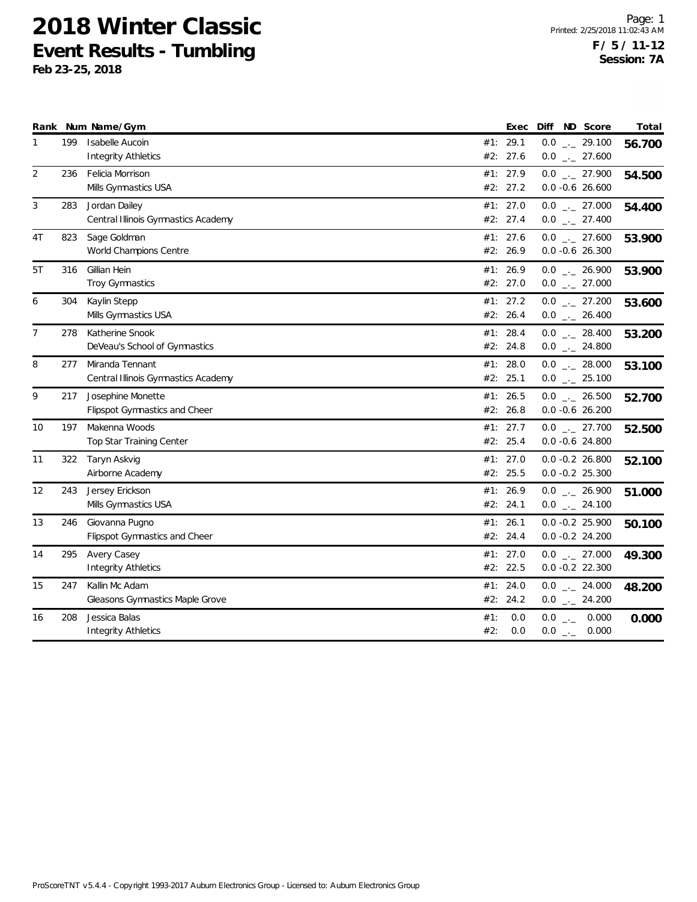# 2018 Winter Classic

## Event Results - Tumbling

**Feb 23-25, 2018**

Printed: 2/25/2018 11:02:43 AM

**F / 5 / 11-12**
**Session: 7A**

| Rank | Num | Name/Gym | | Exec | Diff | ND | Score | Total |
|---|---|---|---|---|---|---|---|---|
| 1 | 199 | Isabelle Aucoin | #1: | 29.1 | 0.0 | _._ | 29.100 | **56.700** |
| | | Integrity Athletics | #2: | 27.6 | 0.0 | _._ | 27.600 | |
| 2 | 236 | Felicia Morrison | #1: | 27.9 | 0.0 | _._ | 27.900 | **54.500** |
| | | Mills Gymnastics USA | #2: | 27.2 | 0.0 | -0.6 | 26.600 | |
| 3 | 283 | Jordan Dailey | #1: | 27.0 | 0.0 | _._ | 27.000 | **54.400** |
| | | Central Illinois Gymnastics Academy | #2: | 27.4 | 0.0 | _._ | 27.400 | |
| 4T | 823 | Sage Goldman | #1: | 27.6 | 0.0 | _._ | 27.600 | **53.900** |
| | | World Champions Centre | #2: | 26.9 | 0.0 | -0.6 | 26.300 | |
| 5T | 316 | Gillian Hein | #1: | 26.9 | 0.0 | _._ | 26.900 | **53.900** |
| | | Troy Gymnastics | #2: | 27.0 | 0.0 | _._ | 27.000 | |
| 6 | 304 | Kaylin Stepp | #1: | 27.2 | 0.0 | _._ | 27.200 | **53.600** |
| | | Mills Gymnastics USA | #2: | 26.4 | 0.0 | _._ | 26.400 | |
| 7 | 278 | Katherine Snook | #1: | 28.4 | 0.0 | _._ | 28.400 | **53.200** |
| | | DeVeau's School of Gymnastics | #2: | 24.8 | 0.0 | _._ | 24.800 | |
| 8 | 277 | Miranda Tennant | #1: | 28.0 | 0.0 | _._ | 28.000 | **53.100** |
| | | Central Illinois Gymnastics Academy | #2: | 25.1 | 0.0 | _._ | 25.100 | |
| 9 | 217 | Josephine Monette | #1: | 26.5 | 0.0 | _._ | 26.500 | **52.700** |
| | | Flipspot Gymnastics and Cheer | #2: | 26.8 | 0.0 | -0.6 | 26.200 | |
| 10 | 197 | Makenna Woods | #1: | 27.7 | 0.0 | _._ | 27.700 | **52.500** |
| | | Top Star Training Center | #2: | 25.4 | 0.0 | -0.6 | 24.800 | |
| 11 | 322 | Taryn Askvig | #1: | 27.0 | 0.0 | -0.2 | 26.800 | **52.100** |
| | | Airborne Academy | #2: | 25.5 | 0.0 | -0.2 | 25.300 | |
| 12 | 243 | Jersey Erickson | #1: | 26.9 | 0.0 | _._ | 26.900 | **51.000** |
| | | Mills Gymnastics USA | #2: | 24.1 | 0.0 | _._ | 24.100 | |
| 13 | 246 | Giovanna Pugno | #1: | 26.1 | 0.0 | -0.2 | 25.900 | **50.100** |
| | | Flipspot Gymnastics and Cheer | #2: | 24.4 | 0.0 | -0.2 | 24.200 | |
| 14 | 295 | Avery Casey | #1: | 27.0 | 0.0 | _._ | 27.000 | **49.300** |
| | | Integrity Athletics | #2: | 22.5 | 0.0 | -0.2 | 22.300 | |
| 15 | 247 | Kallin Mc Adam | #1: | 24.0 | 0.0 | _._ | 24.000 | **48.200** |
| | | Gleasons Gymnastics Maple Grove | #2: | 24.2 | 0.0 | _._ | 24.200 | |
| 16 | 208 | Jessica Balas | #1: | 0.0 | 0.0 | _._ | 0.000 | **0.000** |
| | | Integrity Athletics | #2: | 0.0 | 0.0 | _._ | 0.000 | |

ProScoreTNT v5.4.4 - Copyright 1993-2017 Auburn Electronics Group - Licensed to: Auburn Electronics Group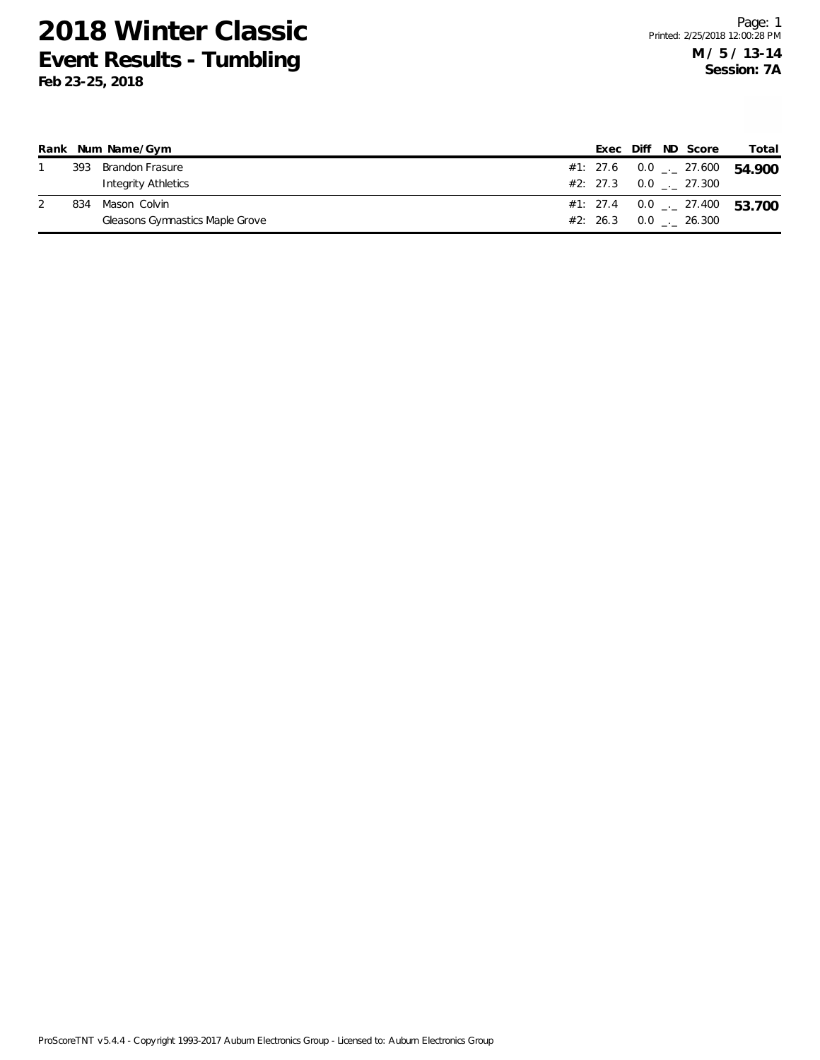# 2018 Winter Classic

## Event Results - Tumbling

**Feb 23-25, 2018**

**M / 5 / 13-14**
**Session: 7A**

| Rank | Num | Name/Gym | | Exec | Diff | ND | Score | Total |
|---|---|---|---|---|---|---|---|---|
| 1 | 393 | Brandon Frasure | #1: | 27.6 | 0.0 | _._ | 27.600 | **54.900** |
| | | Integrity Athletics | #2: | 27.3 | 0.0 | _._ | 27.300 | |
| 2 | 834 | Mason Colvin | #1: | 27.4 | 0.0 | _._ | 27.400 | **53.700** |
| | | Gleasons Gymnastics Maple Grove | #2: | 26.3 | 0.0 | _._ | 26.300 | |

ProScoreTNT v5.4.4 - Copyright 1993-2017 Auburn Electronics Group - Licensed to: Auburn Electronics Group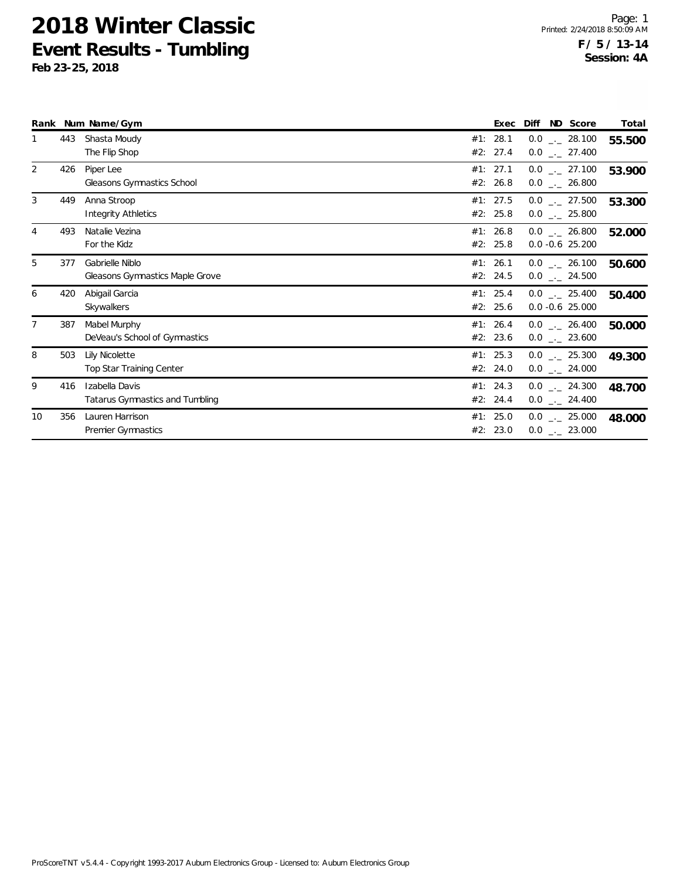# 2018 Winter Classic
## Event Results - Tumbling
**Feb 23-25, 2018**

**F / 5 / 13-14**
**Session: 4A**

| Rank | Num | Name/Gym | | Exec | Diff | ND | Score | Total |
|---|---|---|---|---|---|---|---|---|
| 1 | 443 | Shasta Moody | #1: | 28.1 | 0.0 | _._ | 28.100 | **55.500** |
| | | The Flip Shop | #2: | 27.4 | 0.0 | _._ | 27.400 | |
| 2 | 426 | Piper Lee | #1: | 27.1 | 0.0 | _._ | 27.100 | **53.900** |
| | | Gleasons Gymnastics School | #2: | 26.8 | 0.0 | _._ | 26.800 | |
| 3 | 449 | Anna Stroop | #1: | 27.5 | 0.0 | _._ | 27.500 | **53.300** |
| | | Integrity Athletics | #2: | 25.8 | 0.0 | _._ | 25.800 | |
| 4 | 493 | Natalie Vezina | #1: | 26.8 | 0.0 | _._ | 26.800 | **52.000** |
| | | For the Kidz | #2: | 25.8 | 0.0 | -0.6 | 25.200 | |
| 5 | 377 | Gabrielle Niblo | #1: | 26.1 | 0.0 | _._ | 26.100 | **50.600** |
| | | Gleasons Gymnastics Maple Grove | #2: | 24.5 | 0.0 | _._ | 24.500 | |
| 6 | 420 | Abigail Garcia | #1: | 25.4 | 0.0 | _._ | 25.400 | **50.400** |
| | | Skywalkers | #2: | 25.6 | 0.0 | -0.6 | 25.000 | |
| 7 | 387 | Mabel Murphy | #1: | 26.4 | 0.0 | _._ | 26.400 | **50.000** |
| | | DeVeau's School of Gymnastics | #2: | 23.6 | 0.0 | _._ | 23.600 | |
| 8 | 503 | Lily Nicolette | #1: | 25.3 | 0.0 | _._ | 25.300 | **49.300** |
| | | Top Star Training Center | #2: | 24.0 | 0.0 | _._ | 24.000 | |
| 9 | 416 | Izabella Davis | #1: | 24.3 | 0.0 | _._ | 24.300 | **48.700** |
| | | Tatarus Gymnastics and Tumbling | #2: | 24.4 | 0.0 | _._ | 24.400 | |
| 10 | 356 | Lauren Harrison | #1: | 25.0 | 0.0 | _._ | 25.000 | **48.000** |
| | | Premier Gymnastics | #2: | 23.0 | 0.0 | _._ | 23.000 | |

ProScoreTNT v5.4.4 - Copyright 1993-2017 Auburn Electronics Group - Licensed to: Auburn Electronics Group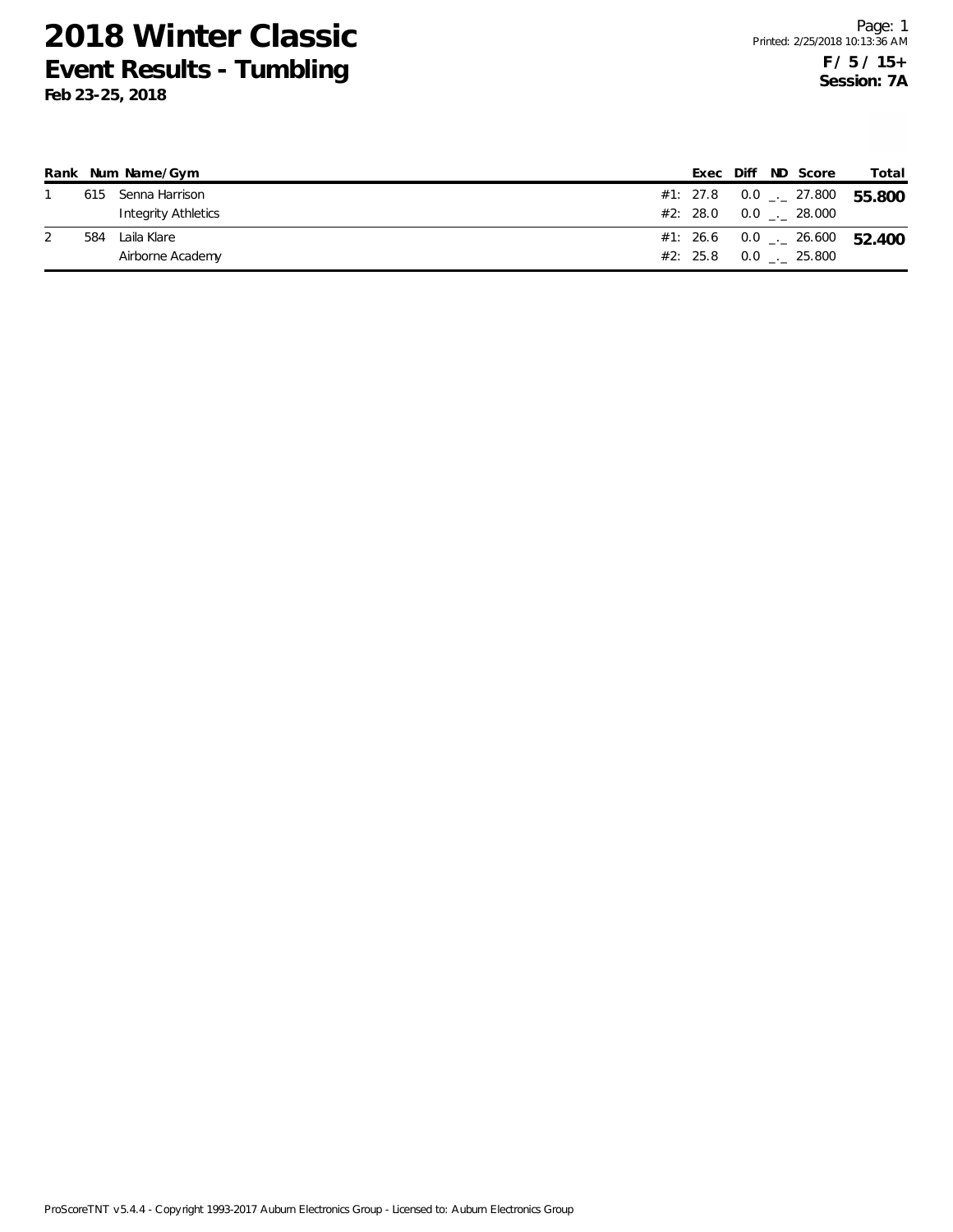# 2018 Winter Classic

## Event Results - Tumbling

**Feb 23-25, 2018**

**F / 5 / 15+**
**Session: 7A**

| Rank | Num | Name/Gym | | Exec | Diff | ND | Score | Total |
|---|---|---|---|---|---|---|---|---|
| 1 | 615 | Senna Harrison | #1: | 27.8 | 0.0 | _._ | 27.800 | **55.800** |
| | | Integrity Athletics | #2: | 28.0 | 0.0 | _._ | 28.000 | |
| 2 | 584 | Laila Klare | #1: | 26.6 | 0.0 | _._ | 26.600 | **52.400** |
| | | Airborne Academy | #2: | 25.8 | 0.0 | _._ | 25.800 | |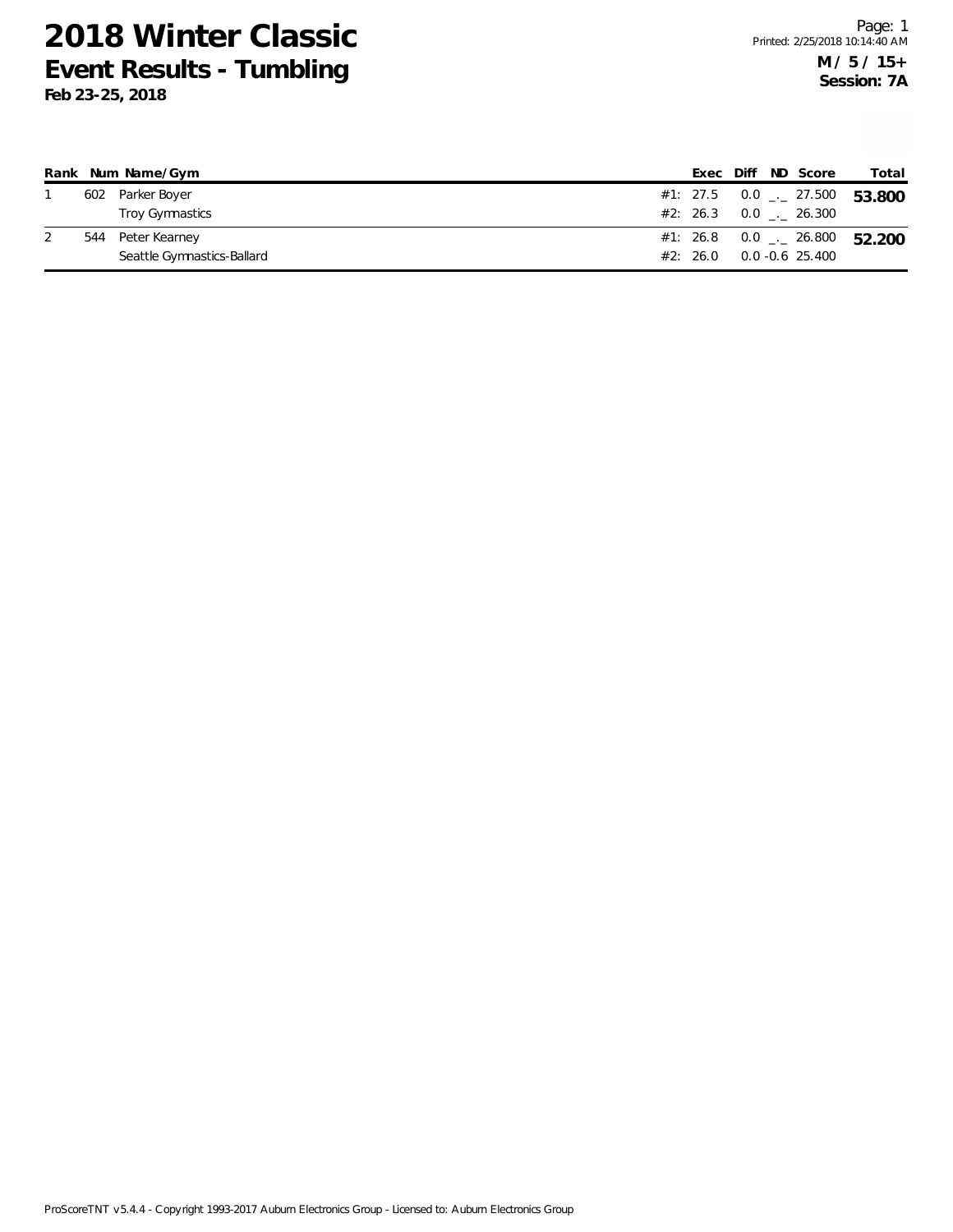# 2018 Winter Classic

## Event Results - Tumbling

**Feb 23-25, 2018**

**M / 5 / 15+**
**Session: 7A**

| Rank | Num | Name/Gym | | Exec | Diff | ND | Score | Total |
|---|---|---|---|---|---|---|---|---|
| 1 | 602 | Parker Boyer | #1: | 27.5 | 0.0 | _._ | 27.500 | **53.800** |
| | | Troy Gymnastics | #2: | 26.3 | 0.0 | _._ | 26.300 | |
| 2 | 544 | Peter Kearney | #1: | 26.8 | 0.0 | _._ | 26.800 | **52.200** |
| | | Seattle Gymnastics-Ballard | #2: | 26.0 | 0.0 | -0.6 | 25.400 | |

ProScoreTNT v5.4.4 - Copyright 1993-2017 Auburn Electronics Group - Licensed to: Auburn Electronics Group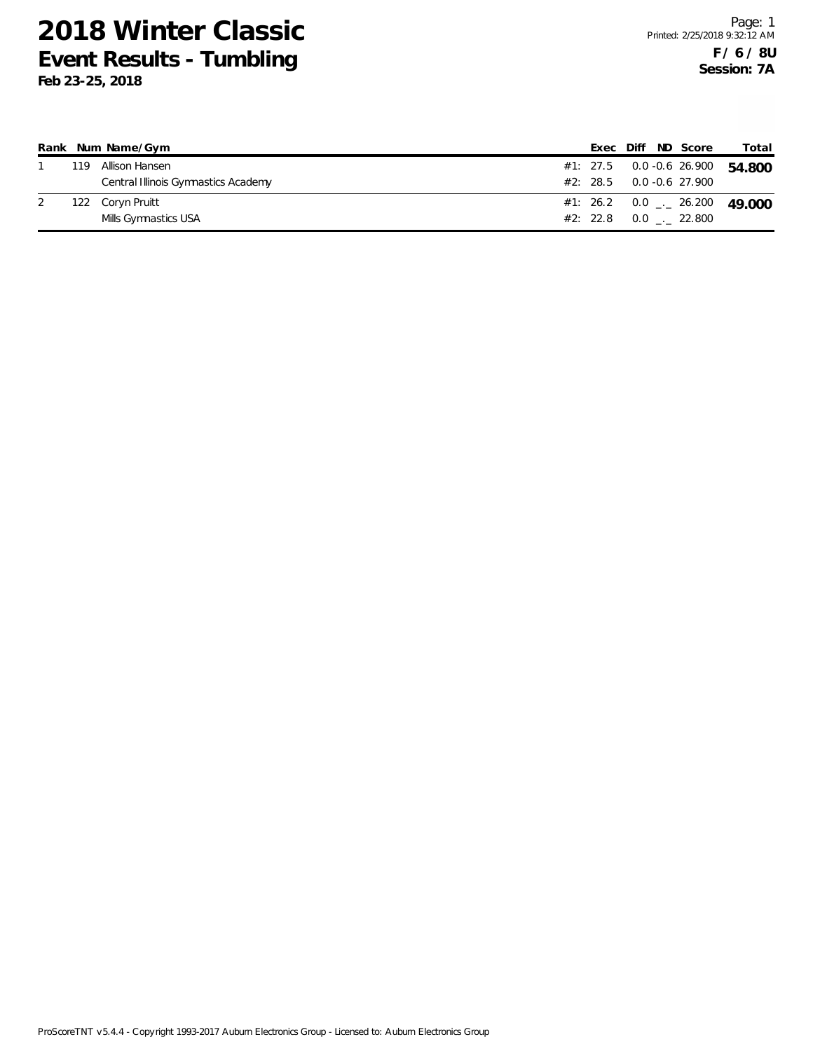# 2018 Winter Classic
## Event Results - Tumbling
**Feb 23-25, 2018**

**F / 6 / 8U**
**Session: 7A**

| Rank | Num | Name/Gym | | Exec | Diff | ND | Score | Total |
|---|---|---|---|---|---|---|---|---|
| 1 | 119 | Allison Hansen | #1: | 27.5 | 0.0 | -0.6 | 26.900 | **54.800** |
| | | Central Illinois Gymnastics Academy | #2: | 28.5 | 0.0 | -0.6 | 27.900 | |
| 2 | 122 | Coryn Pruitt | #1: | 26.2 | 0.0 | _._ | 26.200 | **49.000** |
| | | Mills Gymnastics USA | #2: | 22.8 | 0.0 | _._ | 22.800 | |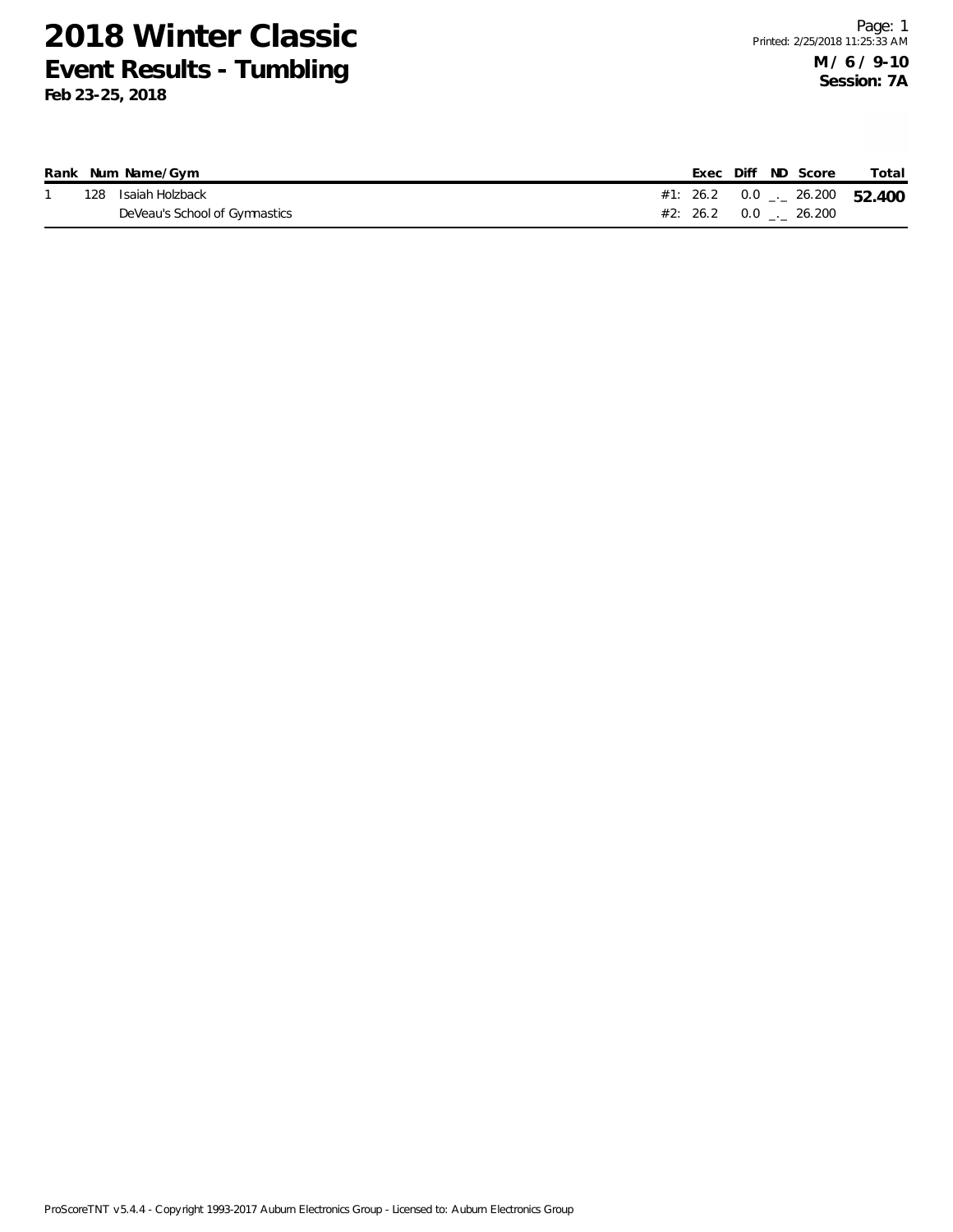# 2018 Winter Classic

## Event Results - Tumbling

**Feb 23-25, 2018**

Printed: 2/25/2018 11:25:33 AM

**M / 6 / 9-10**
**Session: 7A**

| Rank | Num | Name/Gym | | Exec | Diff | ND | Score | Total |
|---|---|---|---|---|---|---|---|---|
| 1 | 128 | Isaiah Holzback | #1: | 26.2 | 0.0 | _._ | 26.200 | **52.400** |
| | | DeVeau's School of Gymnastics | #2: | 26.2 | 0.0 | _._ | 26.200 | |

ProScoreTNT v5.4.4 - Copyright 1993-2017 Auburn Electronics Group - Licensed to: Auburn Electronics Group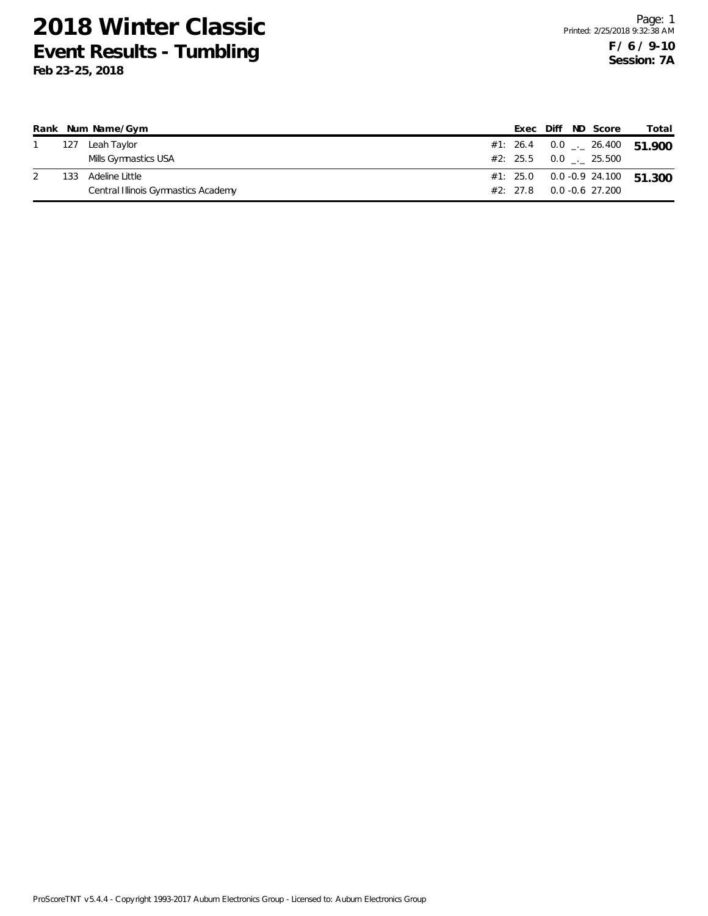# 2018 Winter Classic

## Event Results - Tumbling

**Feb 23-25, 2018**

**F / 6 / 9-10**
**Session: 7A**

| Rank | Num | Name/Gym | | Exec | Diff | ND | Score | Total |
|---|---|---|---|---|---|---|---|---|
| 1 | 127 | Leah Taylor | #1: | 26.4 | 0.0 | _._ | 26.400 | **51.900** |
| | | Mills Gymnastics USA | #2: | 25.5 | 0.0 | _._ | 25.500 | |
| 2 | 133 | Adeline Little | #1: | 25.0 | 0.0 | -0.9 | 24.100 | **51.300** |
| | | Central Illinois Gymnastics Academy | #2: | 27.8 | 0.0 | -0.6 | 27.200 | |

ProScoreTNT v5.4.4 - Copyright 1993-2017 Auburn Electronics Group - Licensed to: Auburn Electronics Group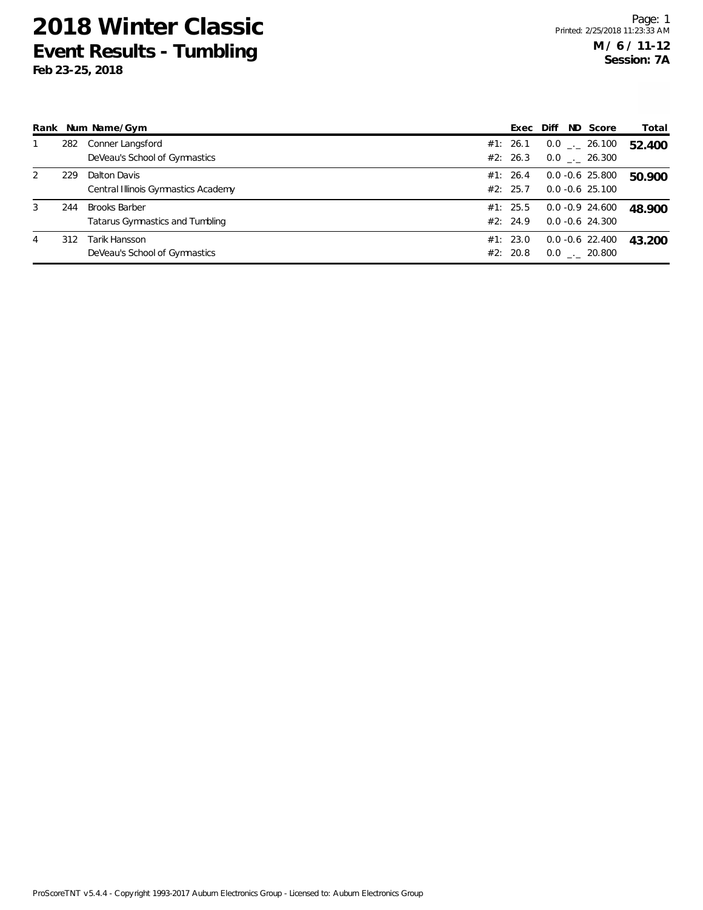# 2018 Winter Classic

## Event Results - Tumbling

**Feb 23-25, 2018**

**M / 6 / 11-12**
**Session: 7A**

| Rank | Num | Name/Gym | Exec | Diff | ND | Score | Total |
|---|---|---|---|---|---|---|---|
| 1 | 282 | Conner Langsford | #1: 26.1 | 0.0 | _._ | 26.100 | **52.400** |
| | | DeVeau's School of Gymnastics | #2: 26.3 | 0.0 | _._ | 26.300 | |
| 2 | 229 | Dalton Davis | #1: 26.4 | 0.0 | -0.6 | 25.800 | **50.900** |
| | | Central Illinois Gymnastics Academy | #2: 25.7 | 0.0 | -0.6 | 25.100 | |
| 3 | 244 | Brooks Barber | #1: 25.5 | 0.0 | -0.9 | 24.600 | **48.900** |
| | | Tatarus Gymnastics and Tumbling | #2: 24.9 | 0.0 | -0.6 | 24.300 | |
| 4 | 312 | Tarik Hansson | #1: 23.0 | 0.0 | -0.6 | 22.400 | **43.200** |
| | | DeVeau's School of Gymnastics | #2: 20.8 | 0.0 | _._ | 20.800 | |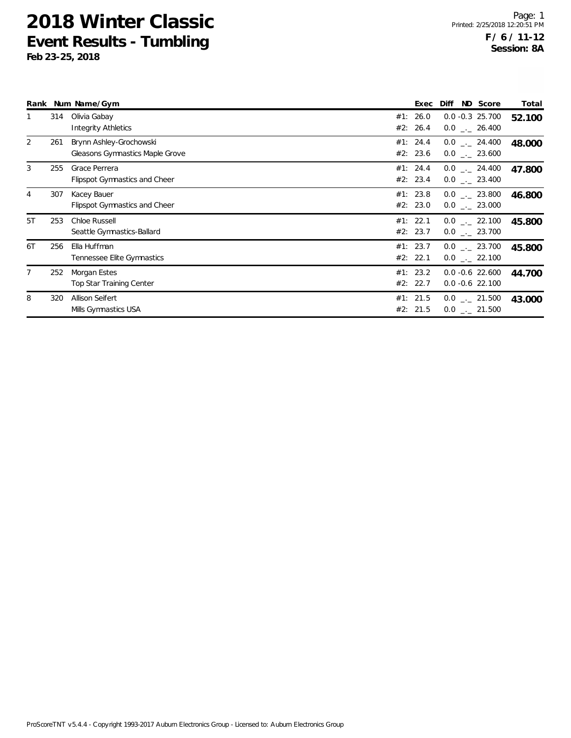# 2018 Winter Classic

## Event Results - Tumbling

**Feb 23-25, 2018**

**F / 6 / 11-12**
**Session: 8A**

| Rank | Num | Name/Gym | Exec | Diff | ND | Score | Total |
|---|---|---|---|---|---|---|---|
| 1 | 314 | Olivia Gabay | #1: 26.0 | 0.0 | -0.3 | 25.700 | **52.100** |
| | | Integrity Athletics | #2: 26.4 | 0.0 | _._ | 26.400 | |
| 2 | 261 | Brynn Ashley-Grochowski | #1: 24.4 | 0.0 | _._ | 24.400 | **48.000** |
| | | Gleasons Gymnastics Maple Grove | #2: 23.6 | 0.0 | _._ | 23.600 | |
| 3 | 255 | Grace Perrera | #1: 24.4 | 0.0 | _._ | 24.400 | **47.800** |
| | | Flipspot Gymnastics and Cheer | #2: 23.4 | 0.0 | _._ | 23.400 | |
| 4 | 307 | Kacey Bauer | #1: 23.8 | 0.0 | _._ | 23.800 | **46.800** |
| | | Flipspot Gymnastics and Cheer | #2: 23.0 | 0.0 | _._ | 23.000 | |
| 5T | 253 | Chloe Russell | #1: 22.1 | 0.0 | _._ | 22.100 | **45.800** |
| | | Seattle Gymnastics-Ballard | #2: 23.7 | 0.0 | _._ | 23.700 | |
| 6T | 256 | Ella Huffman | #1: 23.7 | 0.0 | _._ | 23.700 | **45.800** |
| | | Tennessee Elite Gymnastics | #2: 22.1 | 0.0 | _._ | 22.100 | |
| 7 | 252 | Morgan Estes | #1: 23.2 | 0.0 | -0.6 | 22.600 | **44.700** |
| | | Top Star Training Center | #2: 22.7 | 0.0 | -0.6 | 22.100 | |
| 8 | 320 | Allison Seifert | #1: 21.5 | 0.0 | _._ | 21.500 | **43.000** |
| | | Mills Gymnastics USA | #2: 21.5 | 0.0 | _._ | 21.500 | |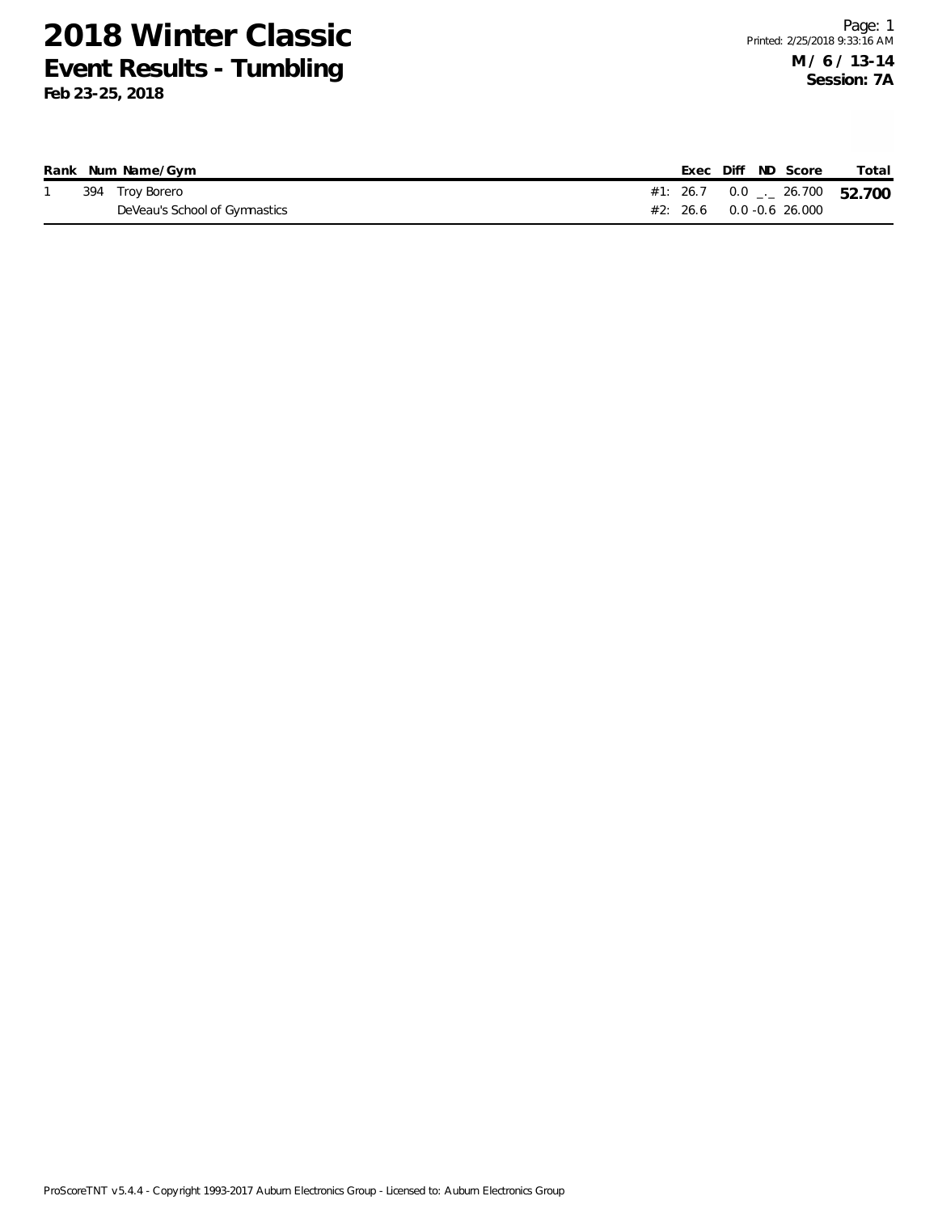# 2018 Winter Classic

## Event Results - Tumbling

**Feb 23-25, 2018**

**M / 6 / 13-14**
**Session: 7A**

| Rank | Num | Name/Gym | | Exec | Diff | ND | Score | Total |
|---|---|---|---|---|---|---|---|---|
| 1 | 394 | Troy Borero | #1: | 26.7 | 0.0 | _._ | 26.700 | **52.700** |
| | | DeVeau's School of Gymnastics | #2: | 26.6 | 0.0 | -0.6 | 26.000 | |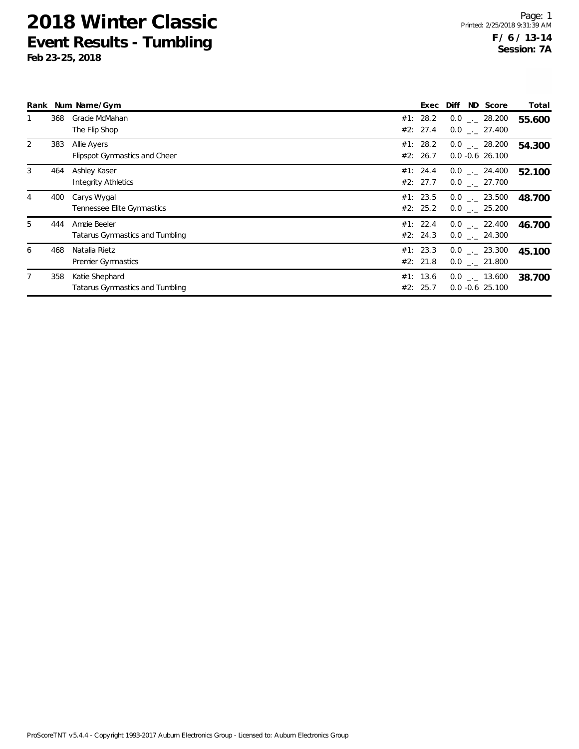# 2018 Winter Classic

## Event Results - Tumbling

**Feb 23-25, 2018**

**F / 6 / 13-14**
**Session: 7A**

| Rank | Num | Name/Gym | | Exec | Diff | ND | Score | Total |
|---|---|---|---|---|---|---|---|---|
| 1 | 368 | Gracie McMahan | #1: | 28.2 | 0.0 | _._ | 28.200 | **55.600** |
| | | The Flip Shop | #2: | 27.4 | 0.0 | _._ | 27.400 | |
| 2 | 383 | Allie Ayers | #1: | 28.2 | 0.0 | _._ | 28.200 | **54.300** |
| | | Flipspot Gymnastics and Cheer | #2: | 26.7 | 0.0 | -0.6 | 26.100 | |
| 3 | 464 | Ashley Kaser | #1: | 24.4 | 0.0 | _._ | 24.400 | **52.100** |
| | | Integrity Athletics | #2: | 27.7 | 0.0 | _._ | 27.700 | |
| 4 | 400 | Carys Wygal | #1: | 23.5 | 0.0 | _._ | 23.500 | **48.700** |
| | | Tennessee Elite Gymnastics | #2: | 25.2 | 0.0 | _._ | 25.200 | |
| 5 | 444 | Amzie Beeler | #1: | 22.4 | 0.0 | _._ | 22.400 | **46.700** |
| | | Tatarus Gymnastics and Tumbling | #2: | 24.3 | 0.0 | _._ | 24.300 | |
| 6 | 468 | Natalia Rietz | #1: | 23.3 | 0.0 | _._ | 23.300 | **45.100** |
| | | Premier Gymnastics | #2: | 21.8 | 0.0 | _._ | 21.800 | |
| 7 | 358 | Katie Shephard | #1: | 13.6 | 0.0 | _._ | 13.600 | **38.700** |
| | | Tatarus Gymnastics and Tumbling | #2: | 25.7 | 0.0 | -0.6 | 25.100 | |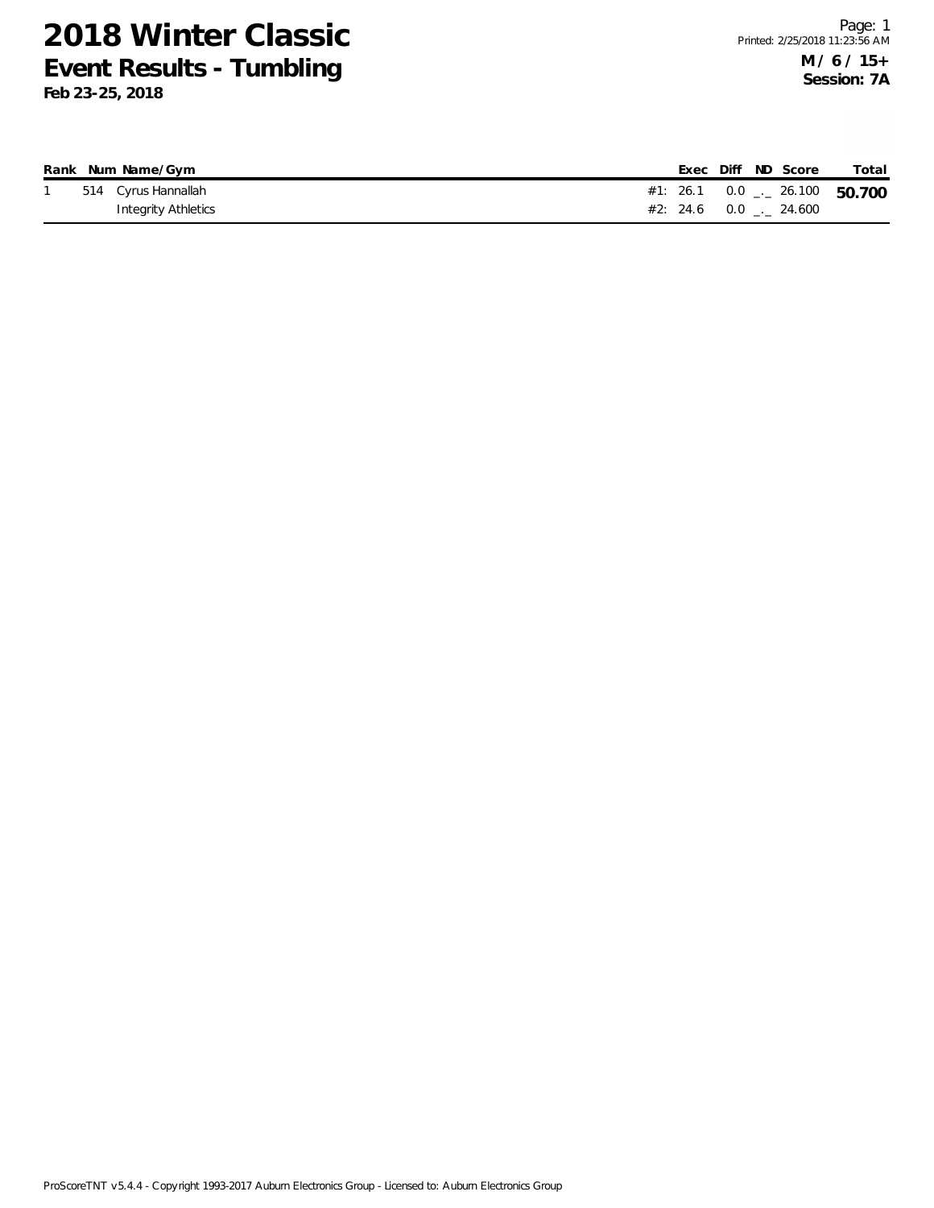# 2018 Winter Classic

## Event Results - Tumbling

**Feb 23-25, 2018**

**M / 6 / 15+**
**Session: 7A**

| Rank | Num | Name/Gym | | Exec | Diff | ND | Score | Total |
|---|---|---|---|---|---|---|---|---|
| 1 | 514 | Cyrus Hannallah | #1: | 26.1 | 0.0 | _._ | 26.100 | **50.700** |
| | | Integrity Athletics | #2: | 24.6 | 0.0 | _._ | 24.600 | |

ProScoreTNT v5.4.4 - Copyright 1993-2017 Auburn Electronics Group - Licensed to: Auburn Electronics Group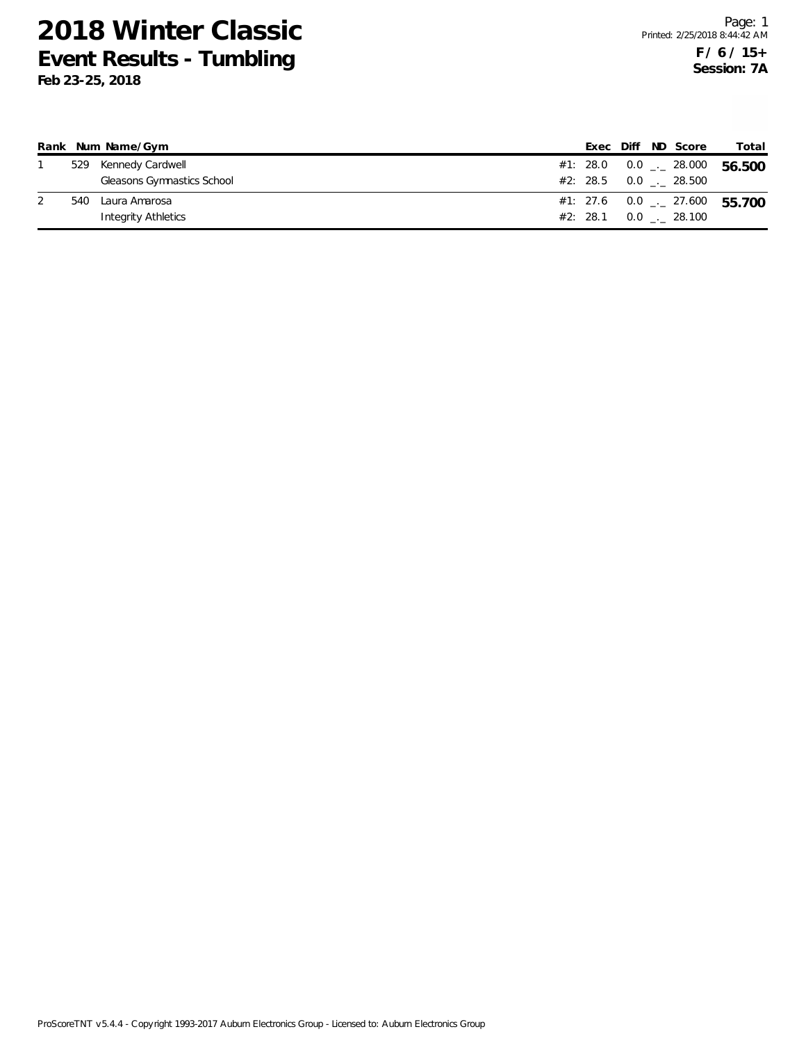# 2018 Winter Classic

## Event Results - Tumbling

**Feb 23-25, 2018**

**F / 6 / 15+**
**Session: 7A**

| Rank | Num | Name/Gym | Exec | Diff | ND | Score | Total |
|---|---|---|---|---|---|---|---|
| 1 | 529 | Kennedy Cardwell | #1: 28.0 | 0.0 | _._ | 28.000 | **56.500** |
| | | Gleasons Gymnastics School | #2: 28.5 | 0.0 | _._ | 28.500 | |
| 2 | 540 | Laura Amarosa | #1: 27.6 | 0.0 | _._ | 27.600 | **55.700** |
| | | Integrity Athletics | #2: 28.1 | 0.0 | _._ | 28.100 | |